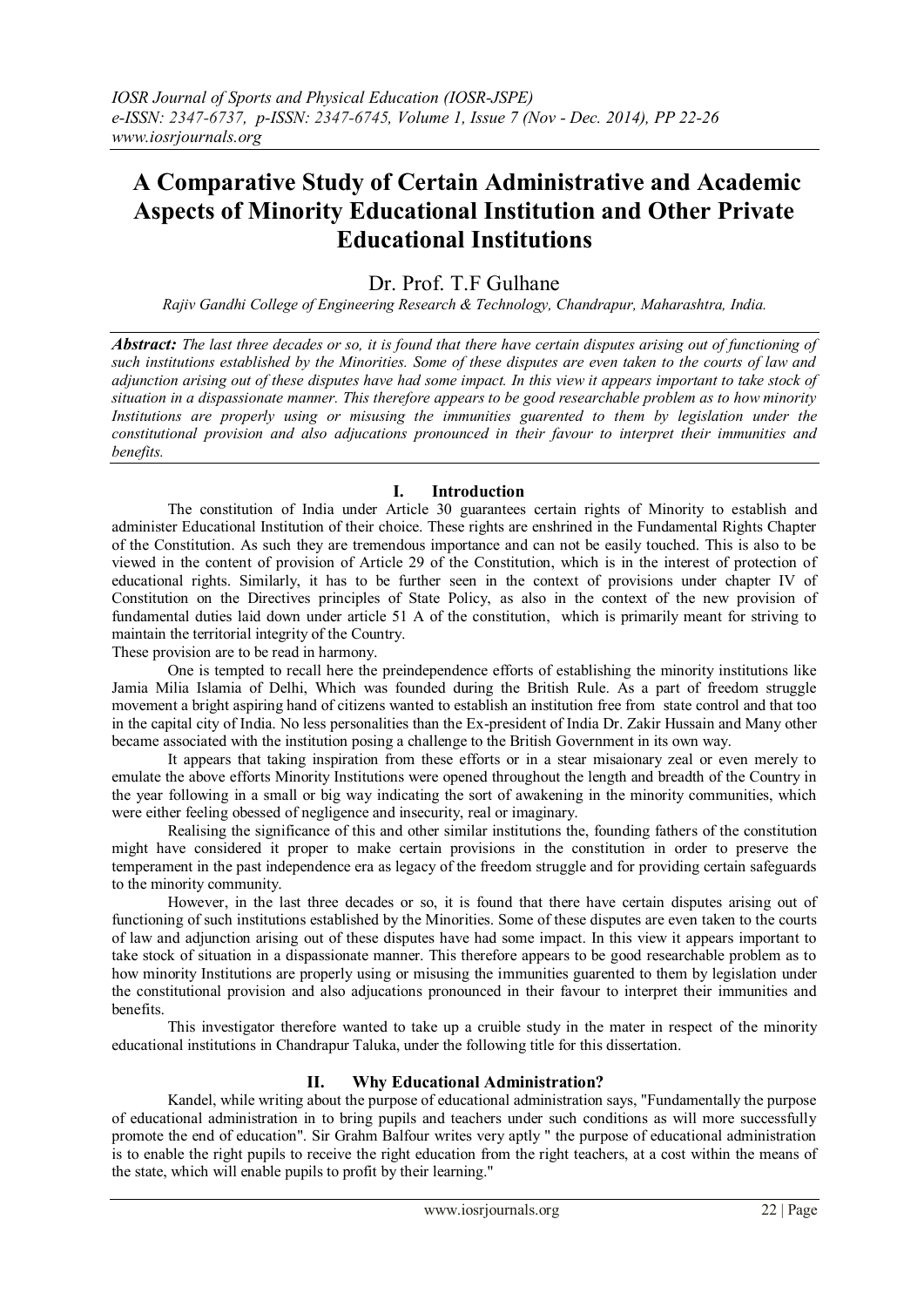# A Comparative Study of Certain Administrative and Academic Aspects of Minority Educational Institution and Other Private Educational Institutions

Dr. Prof. T.F Gulhane

*Rajiv Gandhi College of Engineering Research & Technology, Chandrapur, Maharashtra, India.*

***Abstract:*** *The last three decades or so, it is found that there have certain disputes arising out of functioning of such institutions established by the Minorities. Some of these disputes are even taken to the courts of law and adjunction arising out of these disputes have had some impact. In this view it appears important to take stock of situation in a dispassionate manner. This therefore appears to be good researchable problem as to how minority Institutions are properly using or misusing the immunities guarented to them by legislation under the constitutional provision and also adjucations pronounced in their favour to interpret their immunities and benefits.*

## I. Introduction

The constitution of India under Article 30 guarantees certain rights of Minority to establish and administer Educational Institution of their choice. These rights are enshrined in the Fundamental Rights Chapter of the Constitution. As such they are tremendous importance and can not be easily touched. This is also to be viewed in the content of provision of Article 29 of the Constitution, which is in the interest of protection of educational rights. Similarly, it has to be further seen in the context of provisions under chapter IV of Constitution on the Directives principles of State Policy, as also in the context of the new provision of fundamental duties laid down under article 51 A of the constitution, which is primarily meant for striving to maintain the territorial integrity of the Country.

These provision are to be read in harmony.

One is tempted to recall here the preindependence efforts of establishing the minority institutions like Jamia Milia Islamia of Delhi, Which was founded during the British Rule. As a part of freedom struggle movement a bright aspiring hand of citizens wanted to establish an institution free from state control and that too in the capital city of India. No less personalities than the Ex-president of India Dr. Zakir Hussain and Many other became associated with the institution posing a challenge to the British Government in its own way.

It appears that taking inspiration from these efforts or in a stear misaionary zeal or even merely to emulate the above efforts Minority Institutions were opened throughout the length and breadth of the Country in the year following in a small or big way indicating the sort of awakening in the minority communities, which were either feeling obessed of negligence and insecurity, real or imaginary.

Realising the significance of this and other similar institutions the, founding fathers of the constitution might have considered it proper to make certain provisions in the constitution in order to preserve the temperament in the past independence era as legacy of the freedom struggle and for providing certain safeguards to the minority community.

However, in the last three decades or so, it is found that there have certain disputes arising out of functioning of such institutions established by the Minorities. Some of these disputes are even taken to the courts of law and adjunction arising out of these disputes have had some impact. In this view it appears important to take stock of situation in a dispassionate manner. This therefore appears to be good researchable problem as to how minority Institutions are properly using or misusing the immunities guarented to them by legislation under the constitutional provision and also adjucations pronounced in their favour to interpret their immunities and benefits.

This investigator therefore wanted to take up a cruible study in the mater in respect of the minority educational institutions in Chandrapur Taluka, under the following title for this dissertation.

## II. Why Educational Administration?

Kandel, while writing about the purpose of educational administration says, "Fundamentally the purpose of educational administration in to bring pupils and teachers under such conditions as will more successfully promote the end of education". Sir Grahm Balfour writes very aptly " the purpose of educational administration is to enable the right pupils to receive the right education from the right teachers, at a cost within the means of the state, which will enable pupils to profit by their learning."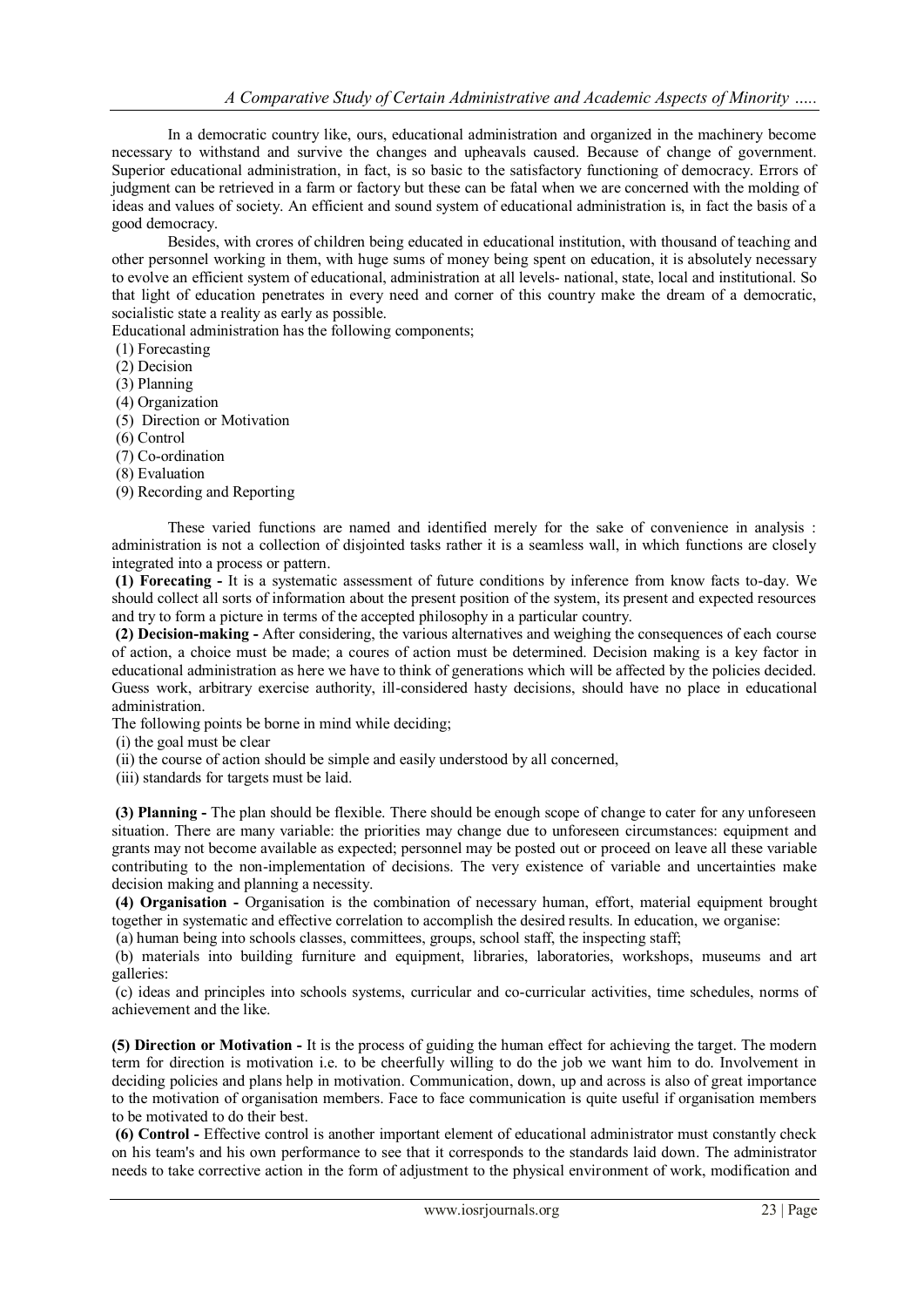In a democratic country like, ours, educational administration and organized in the machinery become necessary to withstand and survive the changes and upheavals caused. Because of change of government. Superior educational administration, in fact, is so basic to the satisfactory functioning of democracy. Errors of judgment can be retrieved in a farm or factory but these can be fatal when we are concerned with the molding of ideas and values of society. An efficient and sound system of educational administration is, in fact the basis of a good democracy.

Besides, with crores of children being educated in educational institution, with thousand of teaching and other personnel working in them, with huge sums of money being spent on education, it is absolutely necessary to evolve an efficient system of educational, administration at all levels- national, state, local and institutional. So that light of education penetrates in every need and corner of this country make the dream of a democratic, socialistic state a reality as early as possible.

Educational administration has the following components;

(1) Forecasting
(2) Decision
(3) Planning
(4) Organization
(5) Direction or Motivation
(6) Control
(7) Co-ordination
(8) Evaluation
(9) Recording and Reporting

These varied functions are named and identified merely for the sake of convenience in analysis : administration is not a collection of disjointed tasks rather it is a seamless wall, in which functions are closely integrated into a process or pattern.

**(1) Forecating -** It is a systematic assessment of future conditions by inference from know facts to-day. We should collect all sorts of information about the present position of the system, its present and expected resources and try to form a picture in terms of the accepted philosophy in a particular country.

**(2) Decision-making -** After considering, the various alternatives and weighing the consequences of each course of action, a choice must be made; a coures of action must be determined. Decision making is a key factor in educational administration as here we have to think of generations which will be affected by the policies decided. Guess work, arbitrary exercise authority, ill-considered hasty decisions, should have no place in educational administration.

The following points be borne in mind while deciding;

(i) the goal must be clear
(ii) the course of action should be simple and easily understood by all concerned,
(iii) standards for targets must be laid.

**(3) Planning -** The plan should be flexible. There should be enough scope of change to cater for any unforeseen situation. There are many variable: the priorities may change due to unforeseen circumstances: equipment and grants may not become available as expected; personnel may be posted out or proceed on leave all these variable contributing to the non-implementation of decisions. The very existence of variable and uncertainties make decision making and planning a necessity.

**(4) Organisation -** Organisation is the combination of necessary human, effort, material equipment brought together in systematic and effective correlation to accomplish the desired results. In education, we organise:

(a) human being into schools classes, committees, groups, school staff, the inspecting staff;
(b) materials into building furniture and equipment, libraries, laboratories, workshops, museums and art galleries:
(c) ideas and principles into schools systems, curricular and co-curricular activities, time schedules, norms of achievement and the like.

**(5) Direction or Motivation -** It is the process of guiding the human effect for achieving the target. The modern term for direction is motivation i.e. to be cheerfully willing to do the job we want him to do. Involvement in deciding policies and plans help in motivation. Communication, down, up and across is also of great importance to the motivation of organisation members. Face to face communication is quite useful if organisation members to be motivated to do their best.

**(6) Control -** Effective control is another important element of educational administrator must constantly check on his team's and his own performance to see that it corresponds to the standards laid down. The administrator needs to take corrective action in the form of adjustment to the physical environment of work, modification and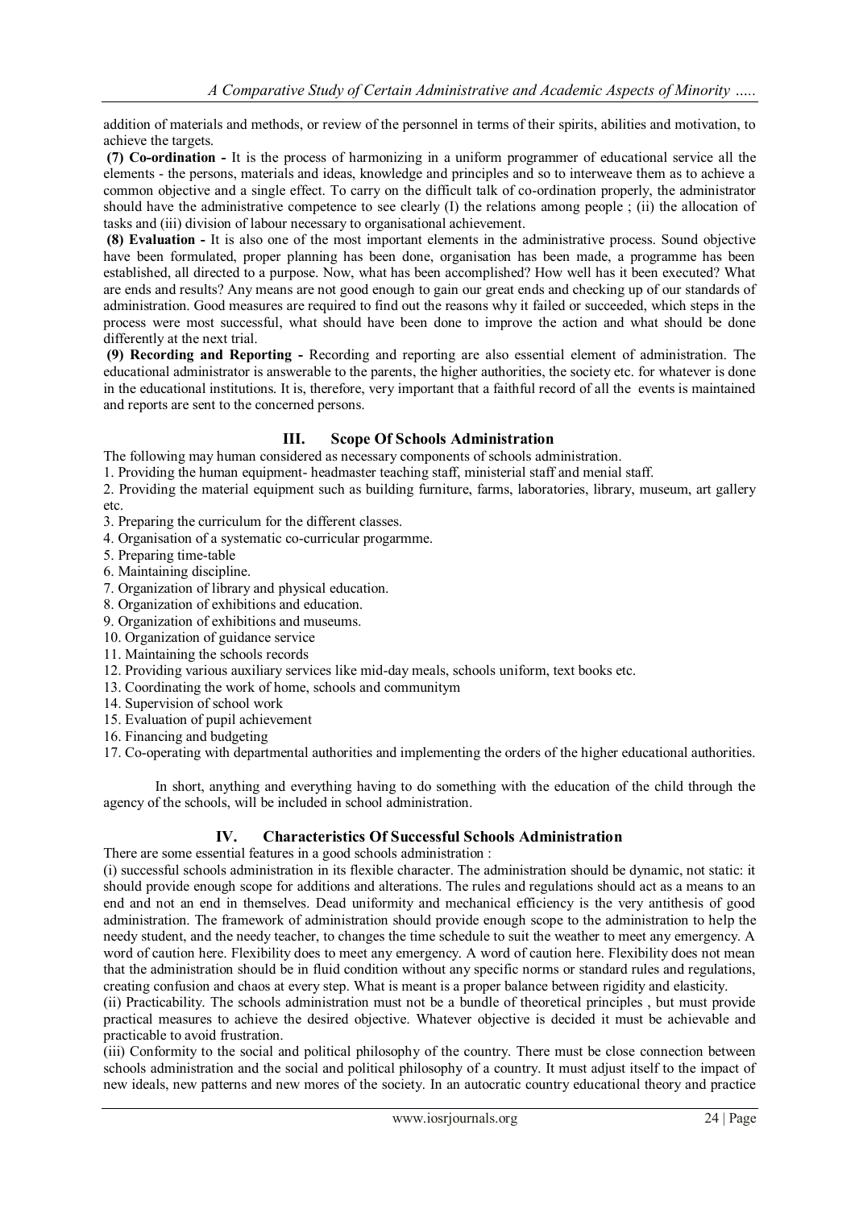addition of materials and methods, or review of the personnel in terms of their spirits, abilities and motivation, to achieve the targets.

**(7) Co-ordination -** It is the process of harmonizing in a uniform programmer of educational service all the elements - the persons, materials and ideas, knowledge and principles and so to interweave them as to achieve a common objective and a single effect. To carry on the difficult talk of co-ordination properly, the administrator should have the administrative competence to see clearly (I) the relations among people ; (ii) the allocation of tasks and (iii) division of labour necessary to organisational achievement.

**(8) Evaluation -** It is also one of the most important elements in the administrative process. Sound objective have been formulated, proper planning has been done, organisation has been made, a programme has been established, all directed to a purpose. Now, what has been accomplished? How well has it been executed? What are ends and results? Any means are not good enough to gain our great ends and checking up of our standards of administration. Good measures are required to find out the reasons why it failed or succeeded, which steps in the process were most successful, what should have been done to improve the action and what should be done differently at the next trial.

**(9) Recording and Reporting -** Recording and reporting are also essential element of administration. The educational administrator is answerable to the parents, the higher authorities, the society etc. for whatever is done in the educational institutions. It is, therefore, very important that a faithful record of all the events is maintained and reports are sent to the concerned persons.

## III. Scope Of Schools Administration

The following may human considered as necessary components of schools administration.

1. Providing the human equipment- headmaster teaching staff, ministerial staff and menial staff.
2. Providing the material equipment such as building furniture, farms, laboratories, library, museum, art gallery etc.
3. Preparing the curriculum for the different classes.
4. Organisation of a systematic co-curricular progarmme.
5. Preparing time-table
6. Maintaining discipline.
7. Organization of library and physical education.
8. Organization of exhibitions and education.
9. Organization of exhibitions and museums.
10. Organization of guidance service
11. Maintaining the schools records
12. Providing various auxiliary services like mid-day meals, schools uniform, text books etc.
13. Coordinating the work of home, schools and communitym
14. Supervision of school work
15. Evaluation of pupil achievement
16. Financing and budgeting
17. Co-operating with departmental authorities and implementing the orders of the higher educational authorities.

In short, anything and everything having to do something with the education of the child through the agency of the schools, will be included in school administration.

## IV. Characteristics Of Successful Schools Administration

There are some essential features in a good schools administration :

(i) successful schools administration in its flexible character. The administration should be dynamic, not static: it should provide enough scope for additions and alterations. The rules and regulations should act as a means to an end and not an end in themselves. Dead uniformity and mechanical efficiency is the very antithesis of good administration. The framework of administration should provide enough scope to the administration to help the needy student, and the needy teacher, to changes the time schedule to suit the weather to meet any emergency. A word of caution here. Flexibility does to meet any emergency. A word of caution here. Flexibility does not mean that the administration should be in fluid condition without any specific norms or standard rules and regulations, creating confusion and chaos at every step. What is meant is a proper balance between rigidity and elasticity.

(ii) Practicability. The schools administration must not be a bundle of theoretical principles , but must provide practical measures to achieve the desired objective. Whatever objective is decided it must be achievable and practicable to avoid frustration.

(iii) Conformity to the social and political philosophy of the country. There must be close connection between schools administration and the social and political philosophy of a country. It must adjust itself to the impact of new ideals, new patterns and new mores of the society. In an autocratic country educational theory and practice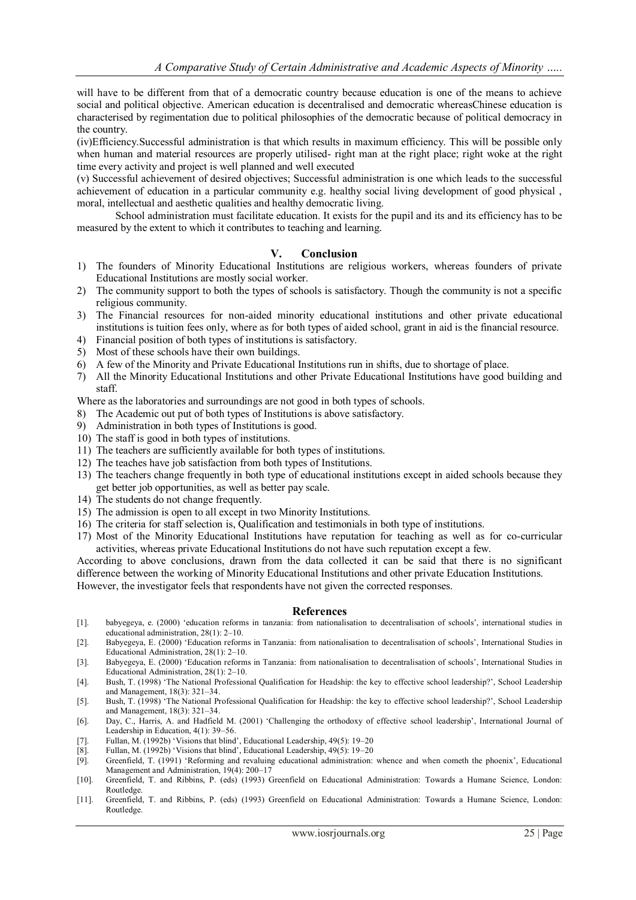will have to be different from that of a democratic country because education is one of the means to achieve social and political objective. American education is decentralised and democratic whereasChinese education is characterised by regimentation due to political philosophies of the democratic because of political democracy in the country.

(iv)Efficiency.Successful administration is that which results in maximum efficiency. This will be possible only when human and material resources are properly utilised- right man at the right place; right woke at the right time every activity and project is well planned and well executed

(v) Successful achievement of desired objectives; Successful administration is one which leads to the successful achievement of education in a particular community e.g. healthy social living development of good physical , moral, intellectual and aesthetic qualities and healthy democratic living.

School administration must facilitate education. It exists for the pupil and its and its efficiency has to be measured by the extent to which it contributes to teaching and learning.

## V. Conclusion

1) The founders of Minority Educational Institutions are religious workers, whereas founders of private Educational Institutions are mostly social worker.
2) The community support to both the types of schools is satisfactory. Though the community is not a specific religious community.
3) The Financial resources for non-aided minority educational institutions and other private educational institutions is tuition fees only, where as for both types of aided school, grant in aid is the financial resource.
4) Financial position of both types of institutions is satisfactory.
5) Most of these schools have their own buildings.
6) A few of the Minority and Private Educational Institutions run in shifts, due to shortage of place.
7) All the Minority Educational Institutions and other Private Educational Institutions have good building and staff.

Where as the laboratories and surroundings are not good in both types of schools.

8) The Academic out put of both types of Institutions is above satisfactory.
9) Administration in both types of Institutions is good.
10) The staff is good in both types of institutions.
11) The teachers are sufficiently available for both types of institutions.
12) The teaches have job satisfaction from both types of Institutions.
13) The teachers change frequently in both type of educational institutions except in aided schools because they get better job opportunities, as well as better pay scale.
14) The students do not change frequently.
15) The admission is open to all except in two Minority Institutions.
16) The criteria for staff selection is, Qualification and testimonials in both type of institutions.
17) Most of the Minority Educational Institutions have reputation for teaching as well as for co-curricular activities, whereas private Educational Institutions do not have such reputation except a few.

According to above conclusions, drawn from the data collected it can be said that there is no significant difference between the working of Minority Educational Institutions and other private Education Institutions.
However, the investigator feels that respondents have not given the corrected responses.

## References

[1]. babyegeya, e. (2000) 'education reforms in tanzania: from nationalisation to decentralisation of schools', international studies in educational administration, 28(1): 2–10.

[2]. Babyegeya, E. (2000) 'Education reforms in Tanzania: from nationalisation to decentralisation of schools', International Studies in Educational Administration, 28(1): 2–10.

[3]. Babyegeya, E. (2000) 'Education reforms in Tanzania: from nationalisation to decentralisation of schools', International Studies in Educational Administration, 28(1): 2–10.

[4]. Bush, T. (1998) 'The National Professional Qualification for Headship: the key to effective school leadership?', School Leadership and Management, 18(3): 321–34.

[5]. Bush, T. (1998) 'The National Professional Qualification for Headship: the key to effective school leadership?', School Leadership and Management, 18(3): 321–34.

[6]. Day, C., Harris, A. and Hadfield M. (2001) 'Challenging the orthodoxy of effective school leadership', International Journal of Leadership in Education, 4(1): 39–56.

[7]. Fullan, M. (1992b) 'Visions that blind', Educational Leadership, 49(5): 19–20

[8]. Fullan, M. (1992b) 'Visions that blind', Educational Leadership, 49(5): 19–20

[9]. Greenfield, T. (1991) 'Reforming and revaluing educational administration: whence and when cometh the phoenix', Educational Management and Administration, 19(4): 200–17

[10]. Greenfield, T. and Ribbins, P. (eds) (1993) Greenfield on Educational Administration: Towards a Humane Science, London: Routledge.

[11]. Greenfield, T. and Ribbins, P. (eds) (1993) Greenfield on Educational Administration: Towards a Humane Science, London: Routledge.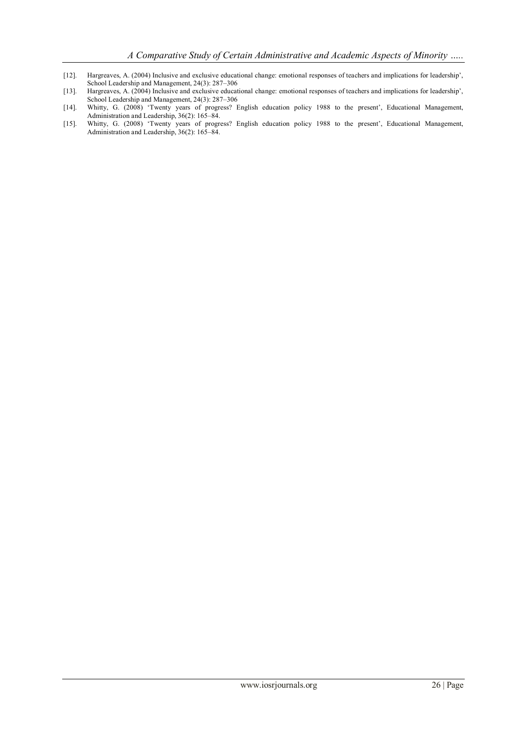[12]. Hargreaves, A. (2004) Inclusive and exclusive educational change: emotional responses of teachers and implications for leadership', School Leadership and Management, 24(3): 287–306

[13]. Hargreaves, A. (2004) Inclusive and exclusive educational change: emotional responses of teachers and implications for leadership', School Leadership and Management, 24(3): 287–306

[14]. Whitty, G. (2008) 'Twenty years of progress? English education policy 1988 to the present', Educational Management, Administration and Leadership, 36(2): 165–84.

[15]. Whitty, G. (2008) 'Twenty years of progress? English education policy 1988 to the present', Educational Management, Administration and Leadership, 36(2): 165–84.